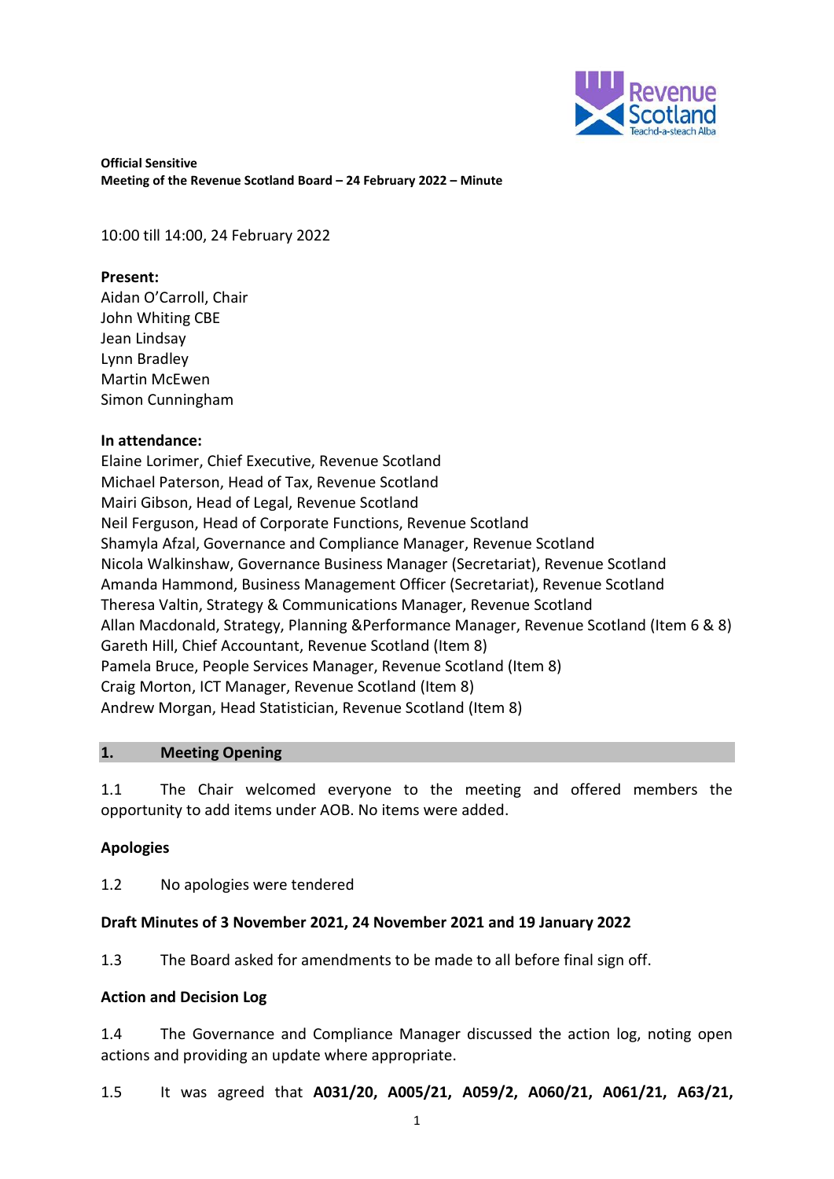**Official Sensitive**
**Meeting of the Revenue Scotland Board – 24 February 2022 – Minute**

10:00 till 14:00, 24 February 2022

**Present:**
Aidan O'Carroll, Chair
John Whiting CBE
Jean Lindsay
Lynn Bradley
Martin McEwen
Simon Cunningham

**In attendance:**
Elaine Lorimer, Chief Executive, Revenue Scotland
Michael Paterson, Head of Tax, Revenue Scotland
Mairi Gibson, Head of Legal, Revenue Scotland
Neil Ferguson, Head of Corporate Functions, Revenue Scotland
Shamyla Afzal, Governance and Compliance Manager, Revenue Scotland
Nicola Walkinshaw, Governance Business Manager (Secretariat), Revenue Scotland
Amanda Hammond, Business Management Officer (Secretariat), Revenue Scotland
Theresa Valtin, Strategy & Communications Manager, Revenue Scotland
Allan Macdonald, Strategy, Planning &Performance Manager, Revenue Scotland (Item 6 & 8)
Gareth Hill, Chief Accountant, Revenue Scotland (Item 8)
Pamela Bruce, People Services Manager, Revenue Scotland (Item 8)
Craig Morton, ICT Manager, Revenue Scotland (Item 8)
Andrew Morgan, Head Statistician, Revenue Scotland (Item 8)

## 1. Meeting Opening

1.1 The Chair welcomed everyone to the meeting and offered members the opportunity to add items under AOB. No items were added.

**Apologies**

1.2 No apologies were tendered

**Draft Minutes of 3 November 2021, 24 November 2021 and 19 January 2022**

1.3 The Board asked for amendments to be made to all before final sign off.

**Action and Decision Log**

1.4 The Governance and Compliance Manager discussed the action log, noting open actions and providing an update where appropriate.

1.5 It was agreed that **A031/20, A005/21, A059/2, A060/21, A061/21, A63/21,**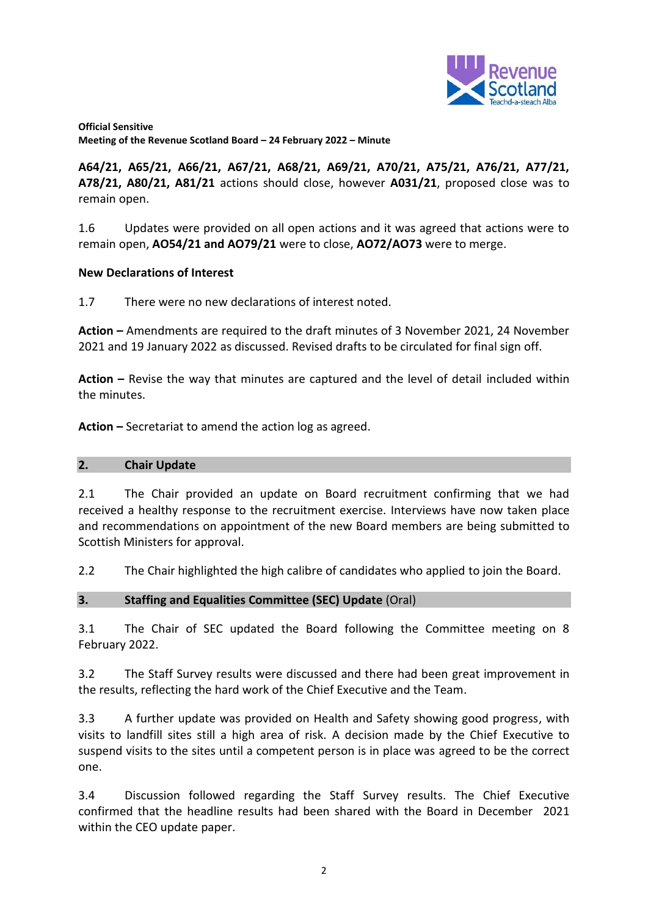**Official Sensitive**
**Meeting of the Revenue Scotland Board – 24 February 2022 – Minute**

**A64/21, A65/21, A66/21, A67/21, A68/21, A69/21, A70/21, A75/21, A76/21, A77/21, A78/21, A80/21, A81/21** actions should close, however **A031/21**, proposed close was to remain open.

1.6 Updates were provided on all open actions and it was agreed that actions were to remain open, **AO54/21 and AO79/21** were to close, **AO72/AO73** were to merge.

**New Declarations of Interest**

1.7 There were no new declarations of interest noted.

**Action –** Amendments are required to the draft minutes of 3 November 2021, 24 November 2021 and 19 January 2022 as discussed. Revised drafts to be circulated for final sign off.

**Action –** Revise the way that minutes are captured and the level of detail included within the minutes.

**Action –** Secretariat to amend the action log as agreed.

## 2. Chair Update

2.1 The Chair provided an update on Board recruitment confirming that we had received a healthy response to the recruitment exercise. Interviews have now taken place and recommendations on appointment of the new Board members are being submitted to Scottish Ministers for approval.

2.2 The Chair highlighted the high calibre of candidates who applied to join the Board.

## 3. Staffing and Equalities Committee (SEC) Update (Oral)

3.1 The Chair of SEC updated the Board following the Committee meeting on 8 February 2022.

3.2 The Staff Survey results were discussed and there had been great improvement in the results, reflecting the hard work of the Chief Executive and the Team.

3.3 A further update was provided on Health and Safety showing good progress, with visits to landfill sites still a high area of risk. A decision made by the Chief Executive to suspend visits to the sites until a competent person is in place was agreed to be the correct one.

3.4 Discussion followed regarding the Staff Survey results. The Chief Executive confirmed that the headline results had been shared with the Board in December 2021 within the CEO update paper.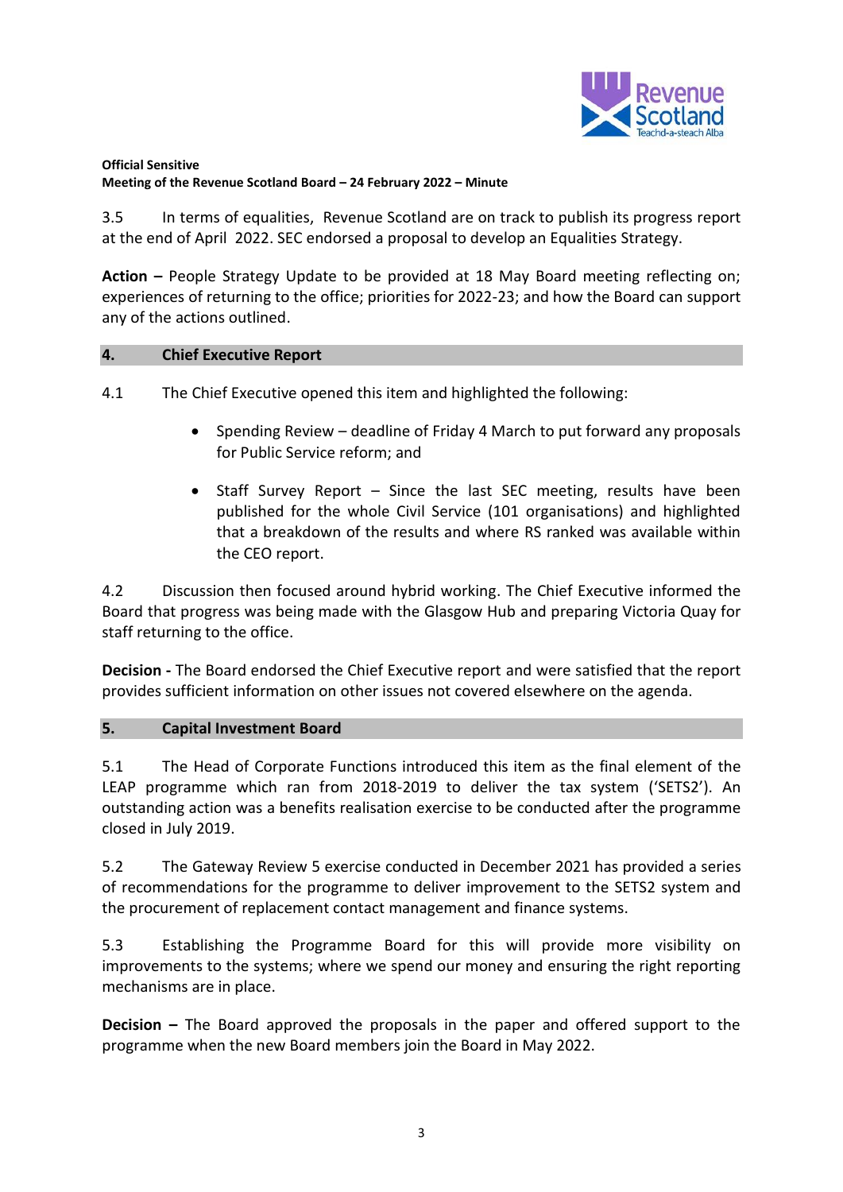**Official Sensitive**
**Meeting of the Revenue Scotland Board – 24 February 2022 – Minute**

3.5 In terms of equalities, Revenue Scotland are on track to publish its progress report at the end of April 2022. SEC endorsed a proposal to develop an Equalities Strategy.

**Action –** People Strategy Update to be provided at 18 May Board meeting reflecting on; experiences of returning to the office; priorities for 2022-23; and how the Board can support any of the actions outlined.

## 4. Chief Executive Report

4.1 The Chief Executive opened this item and highlighted the following:

- Spending Review – deadline of Friday 4 March to put forward any proposals for Public Service reform; and
- Staff Survey Report – Since the last SEC meeting, results have been published for the whole Civil Service (101 organisations) and highlighted that a breakdown of the results and where RS ranked was available within the CEO report.

4.2 Discussion then focused around hybrid working. The Chief Executive informed the Board that progress was being made with the Glasgow Hub and preparing Victoria Quay for staff returning to the office.

**Decision -** The Board endorsed the Chief Executive report and were satisfied that the report provides sufficient information on other issues not covered elsewhere on the agenda.

## 5. Capital Investment Board

5.1 The Head of Corporate Functions introduced this item as the final element of the LEAP programme which ran from 2018-2019 to deliver the tax system ('SETS2'). An outstanding action was a benefits realisation exercise to be conducted after the programme closed in July 2019.

5.2 The Gateway Review 5 exercise conducted in December 2021 has provided a series of recommendations for the programme to deliver improvement to the SETS2 system and the procurement of replacement contact management and finance systems.

5.3 Establishing the Programme Board for this will provide more visibility on improvements to the systems; where we spend our money and ensuring the right reporting mechanisms are in place.

**Decision –** The Board approved the proposals in the paper and offered support to the programme when the new Board members join the Board in May 2022.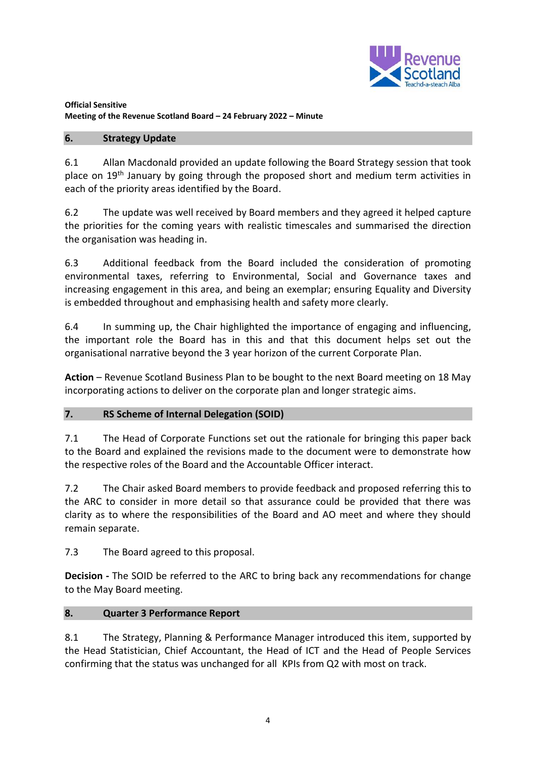**Official Sensitive**
**Meeting of the Revenue Scotland Board – 24 February 2022 – Minute**

## 6. Strategy Update

6.1 Allan Macdonald provided an update following the Board Strategy session that took place on 19th January by going through the proposed short and medium term activities in each of the priority areas identified by the Board.

6.2 The update was well received by Board members and they agreed it helped capture the priorities for the coming years with realistic timescales and summarised the direction the organisation was heading in.

6.3 Additional feedback from the Board included the consideration of promoting environmental taxes, referring to Environmental, Social and Governance taxes and increasing engagement in this area, and being an exemplar; ensuring Equality and Diversity is embedded throughout and emphasising health and safety more clearly.

6.4 In summing up, the Chair highlighted the importance of engaging and influencing, the important role the Board has in this and that this document helps set out the organisational narrative beyond the 3 year horizon of the current Corporate Plan.

**Action** – Revenue Scotland Business Plan to be bought to the next Board meeting on 18 May incorporating actions to deliver on the corporate plan and longer strategic aims.

## 7. RS Scheme of Internal Delegation (SOID)

7.1 The Head of Corporate Functions set out the rationale for bringing this paper back to the Board and explained the revisions made to the document were to demonstrate how the respective roles of the Board and the Accountable Officer interact.

7.2 The Chair asked Board members to provide feedback and proposed referring this to the ARC to consider in more detail so that assurance could be provided that there was clarity as to where the responsibilities of the Board and AO meet and where they should remain separate.

7.3 The Board agreed to this proposal.

**Decision -** The SOID be referred to the ARC to bring back any recommendations for change to the May Board meeting.

## 8. Quarter 3 Performance Report

8.1 The Strategy, Planning & Performance Manager introduced this item, supported by the Head Statistician, Chief Accountant, the Head of ICT and the Head of People Services confirming that the status was unchanged for all KPIs from Q2 with most on track.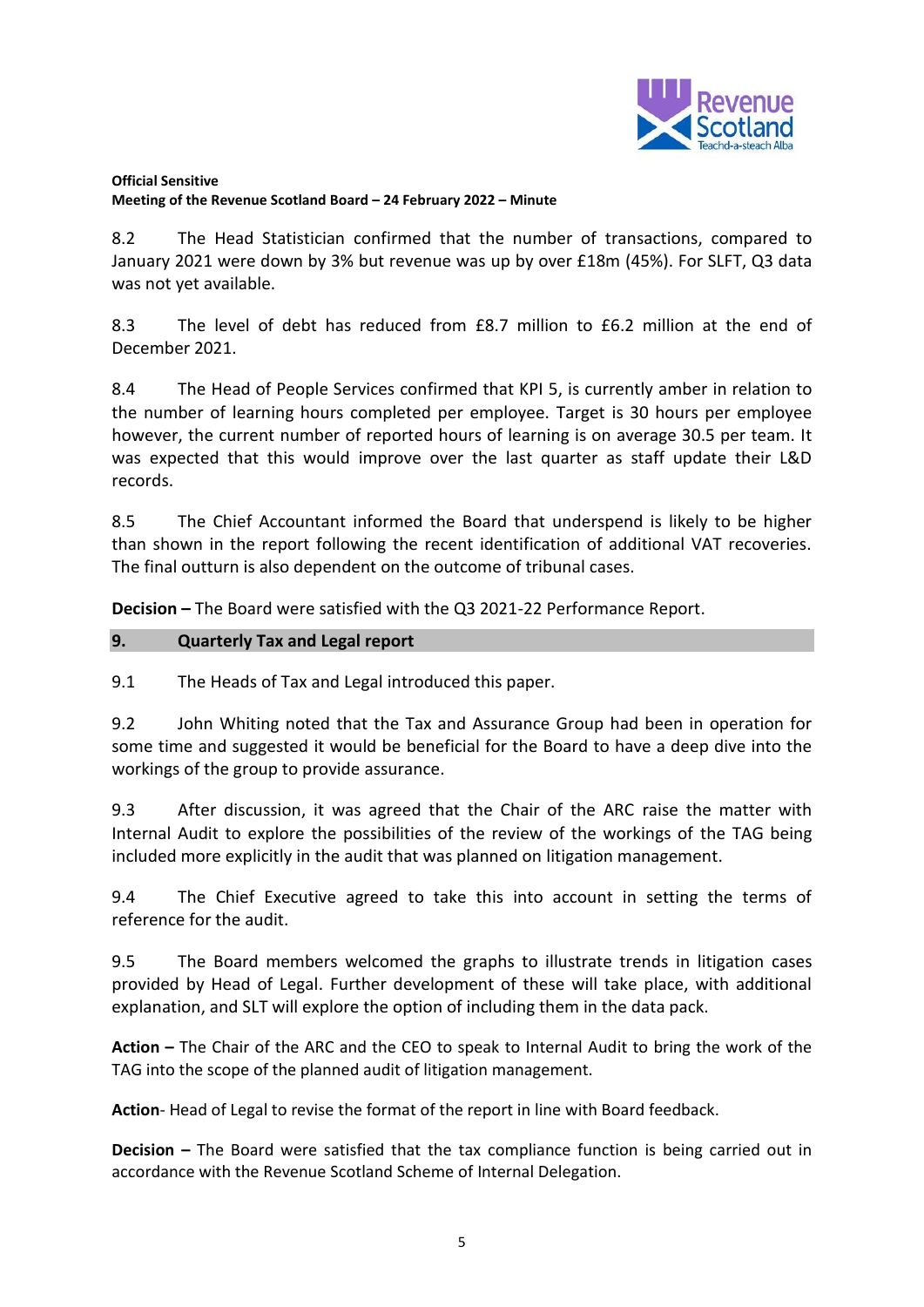**Official Sensitive**
**Meeting of the Revenue Scotland Board – 24 February 2022 – Minute**

8.2 The Head Statistician confirmed that the number of transactions, compared to January 2021 were down by 3% but revenue was up by over £18m (45%). For SLFT, Q3 data was not yet available.

8.3 The level of debt has reduced from £8.7 million to £6.2 million at the end of December 2021.

8.4 The Head of People Services confirmed that KPI 5, is currently amber in relation to the number of learning hours completed per employee. Target is 30 hours per employee however, the current number of reported hours of learning is on average 30.5 per team. It was expected that this would improve over the last quarter as staff update their L&D records.

8.5 The Chief Accountant informed the Board that underspend is likely to be higher than shown in the report following the recent identification of additional VAT recoveries. The final outturn is also dependent on the outcome of tribunal cases.

**Decision –** The Board were satisfied with the Q3 2021-22 Performance Report.

## 9. Quarterly Tax and Legal report

9.1 The Heads of Tax and Legal introduced this paper.

9.2 John Whiting noted that the Tax and Assurance Group had been in operation for some time and suggested it would be beneficial for the Board to have a deep dive into the workings of the group to provide assurance.

9.3 After discussion, it was agreed that the Chair of the ARC raise the matter with Internal Audit to explore the possibilities of the review of the workings of the TAG being included more explicitly in the audit that was planned on litigation management.

9.4 The Chief Executive agreed to take this into account in setting the terms of reference for the audit.

9.5 The Board members welcomed the graphs to illustrate trends in litigation cases provided by Head of Legal. Further development of these will take place, with additional explanation, and SLT will explore the option of including them in the data pack.

**Action –** The Chair of the ARC and the CEO to speak to Internal Audit to bring the work of the TAG into the scope of the planned audit of litigation management.

**Action**- Head of Legal to revise the format of the report in line with Board feedback.

**Decision –** The Board were satisfied that the tax compliance function is being carried out in accordance with the Revenue Scotland Scheme of Internal Delegation.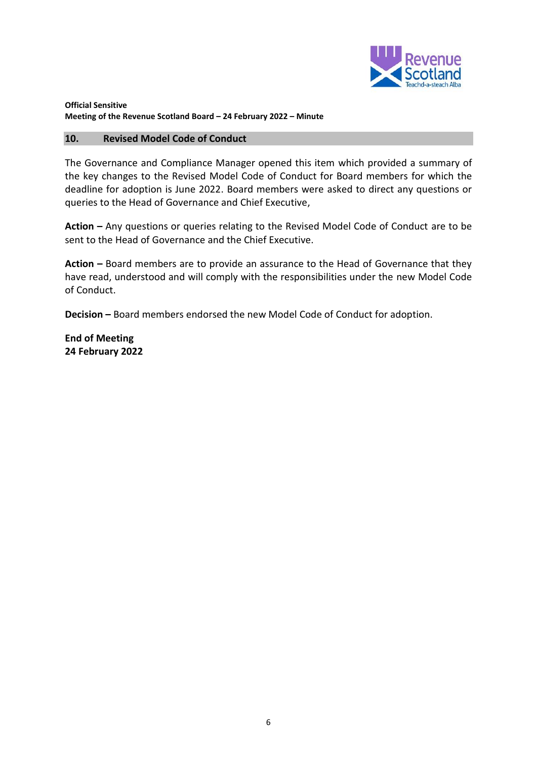**Official Sensitive**
**Meeting of the Revenue Scotland Board – 24 February 2022 – Minute**

## 10. Revised Model Code of Conduct

The Governance and Compliance Manager opened this item which provided a summary of the key changes to the Revised Model Code of Conduct for Board members for which the deadline for adoption is June 2022. Board members were asked to direct any questions or queries to the Head of Governance and Chief Executive,

**Action –** Any questions or queries relating to the Revised Model Code of Conduct are to be sent to the Head of Governance and the Chief Executive.

**Action –** Board members are to provide an assurance to the Head of Governance that they have read, understood and will comply with the responsibilities under the new Model Code of Conduct.

**Decision –** Board members endorsed the new Model Code of Conduct for adoption.

**End of Meeting**
**24 February 2022**